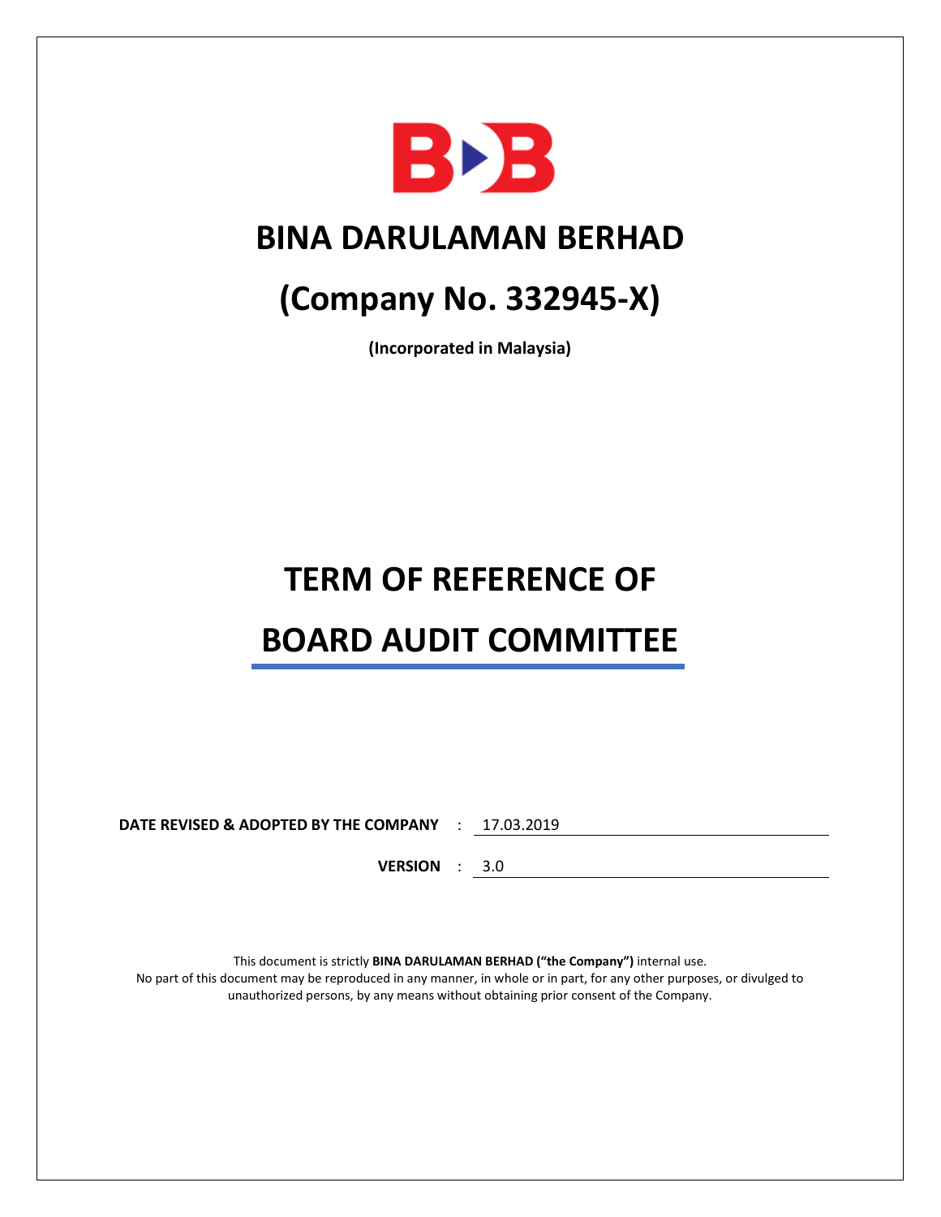# BINA DARULAMAN BERHAD

# (Company No. 332945-X)

**(Incorporated in Malaysia)**

# TERM OF REFERENCE OF BOARD AUDIT COMMITTEE

**DATE REVISED & ADOPTED BY THE COMPANY** : 17.03.2019

**VERSION** : 3.0

This document is strictly **BINA DARULAMAN BERHAD ("the Company")** internal use.
No part of this document may be reproduced in any manner, in whole or in part, for any other purposes, or divulged to unauthorized persons, by any means without obtaining prior consent of the Company.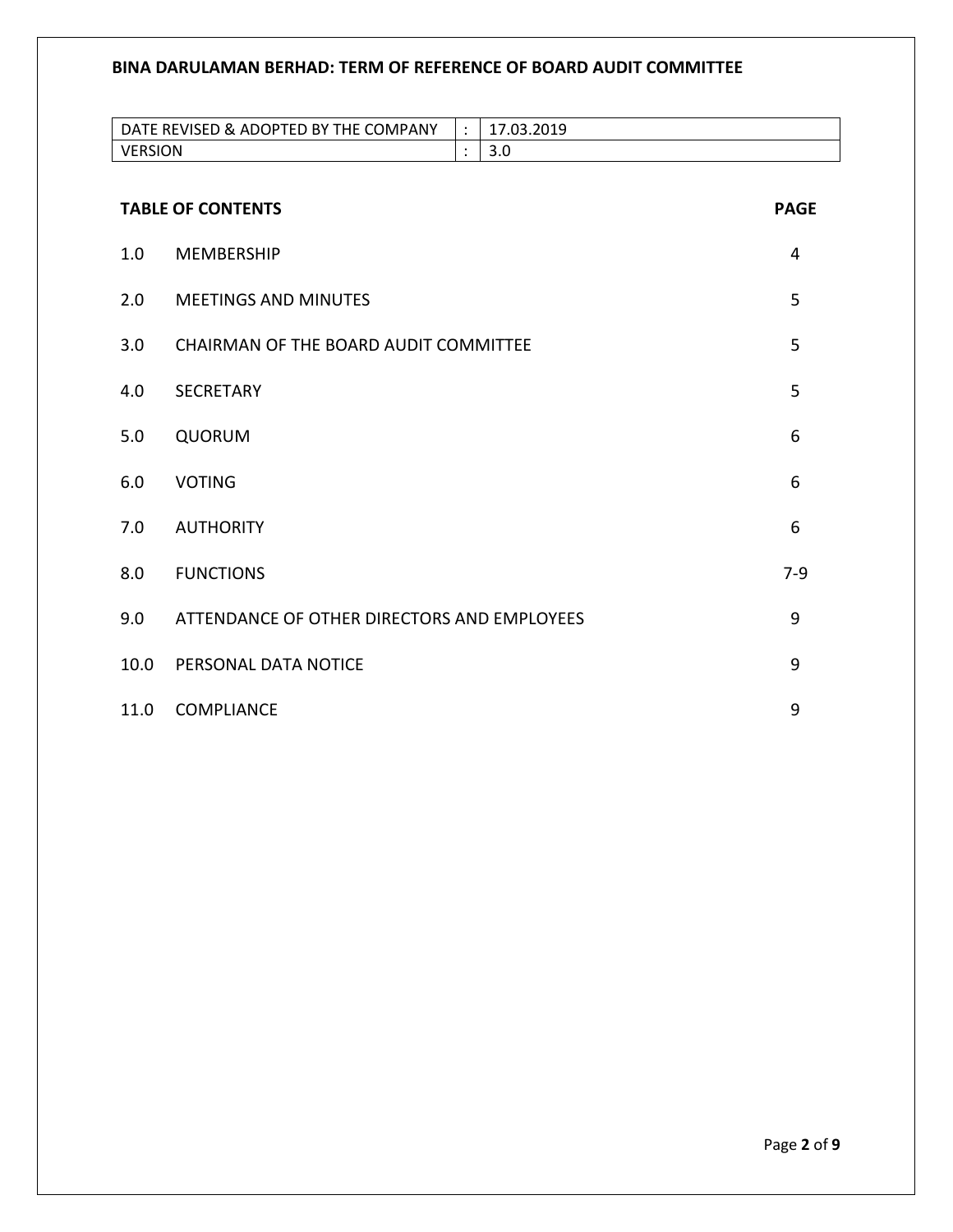**BINA DARULAMAN BERHAD: TERM OF REFERENCE OF BOARD AUDIT COMMITTEE**

| DATE REVISED & ADOPTED BY THE COMPANY | : | 17.03.2019 |
|---|---|---|
| VERSION | : | 3.0 |

| TABLE OF CONTENTS | | PAGE |
|---|---|---|
| 1.0 | MEMBERSHIP | 4 |
| 2.0 | MEETINGS AND MINUTES | 5 |
| 3.0 | CHAIRMAN OF THE BOARD AUDIT COMMITTEE | 5 |
| 4.0 | SECRETARY | 5 |
| 5.0 | QUORUM | 6 |
| 6.0 | VOTING | 6 |
| 7.0 | AUTHORITY | 6 |
| 8.0 | FUNCTIONS | 7-9 |
| 9.0 | ATTENDANCE OF OTHER DIRECTORS AND EMPLOYEES | 9 |
| 10.0 | PERSONAL DATA NOTICE | 9 |
| 11.0 | COMPLIANCE | 9 |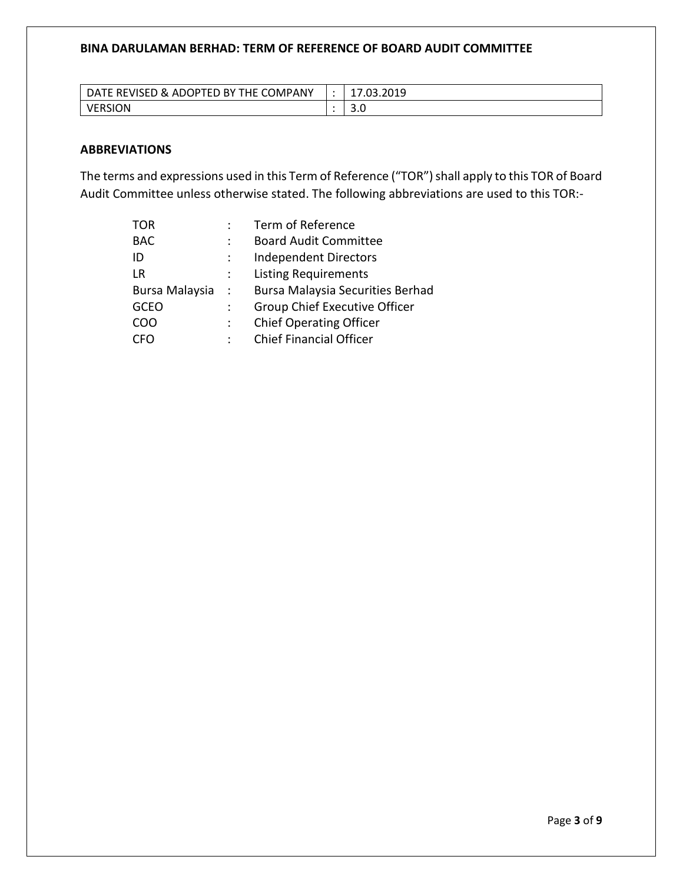**BINA DARULAMAN BERHAD: TERM OF REFERENCE OF BOARD AUDIT COMMITTEE**

| DATE REVISED & ADOPTED BY THE COMPANY | : | 17.03.2019 |
|---|---|---|
| VERSION | : | 3.0 |

## ABBREVIATIONS

The terms and expressions used in this Term of Reference ("TOR") shall apply to this TOR of Board Audit Committee unless otherwise stated. The following abbreviations are used to this TOR:-

| | | |
|---|---|---|
| TOR | : | Term of Reference |
| BAC | : | Board Audit Committee |
| ID | : | Independent Directors |
| LR | : | Listing Requirements |
| Bursa Malaysia | : | Bursa Malaysia Securities Berhad |
| GCEO | : | Group Chief Executive Officer |
| COO | : | Chief Operating Officer |
| CFO | : | Chief Financial Officer |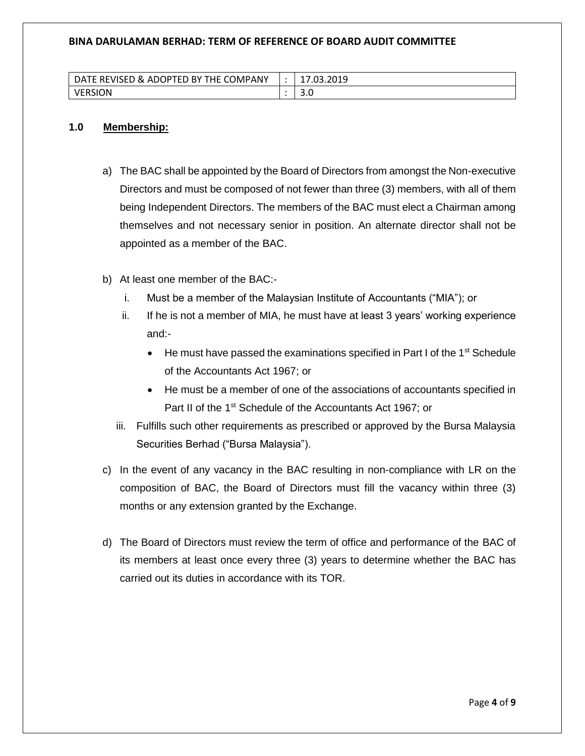**BINA DARULAMAN BERHAD: TERM OF REFERENCE OF BOARD AUDIT COMMITTEE**

| DATE REVISED & ADOPTED BY THE COMPANY | : | 17.03.2019 |
| --- | --- | --- |
| VERSION | : | 3.0 |

## 1.0 Membership:

a) The BAC shall be appointed by the Board of Directors from amongst the Non-executive Directors and must be composed of not fewer than three (3) members, with all of them being Independent Directors. The members of the BAC must elect a Chairman among themselves and not necessary senior in position. An alternate director shall not be appointed as a member of the BAC.

b) At least one member of the BAC:-

   i. Must be a member of the Malaysian Institute of Accountants ("MIA"); or

   ii. If he is not a member of MIA, he must have at least 3 years' working experience and:-

      - He must have passed the examinations specified in Part I of the 1st Schedule of the Accountants Act 1967; or
      - He must be a member of one of the associations of accountants specified in Part II of the 1st Schedule of the Accountants Act 1967; or

   iii. Fulfills such other requirements as prescribed or approved by the Bursa Malaysia Securities Berhad ("Bursa Malaysia").

c) In the event of any vacancy in the BAC resulting in non-compliance with LR on the composition of BAC, the Board of Directors must fill the vacancy within three (3) months or any extension granted by the Exchange.

d) The Board of Directors must review the term of office and performance of the BAC of its members at least once every three (3) years to determine whether the BAC has carried out its duties in accordance with its TOR.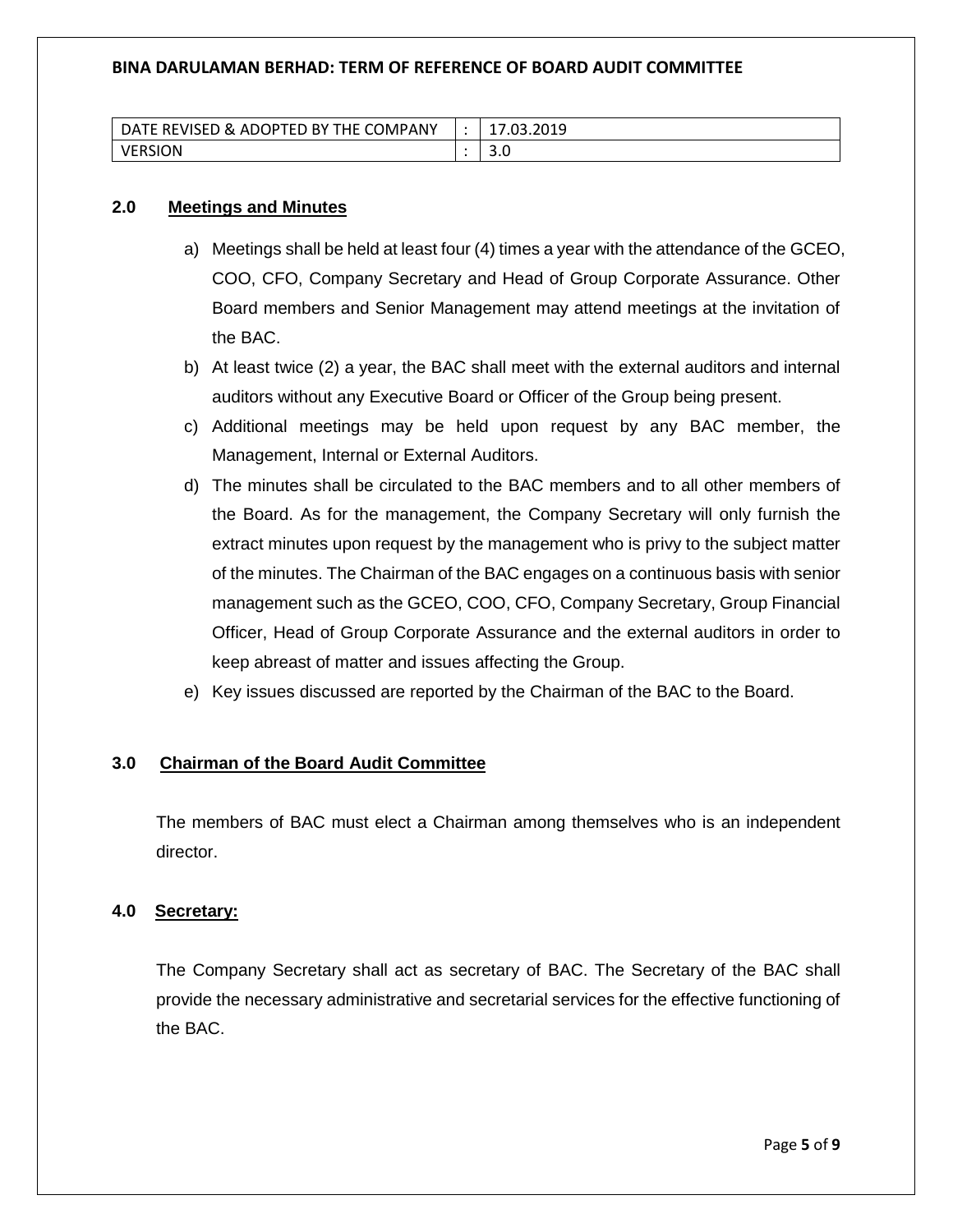| DATE REVISED & ADOPTED BY THE COMPANY | : | 17.03.2019 |
|---|---|---|
| VERSION | : | 3.0 |

## 2.0 Meetings and Minutes

a) Meetings shall be held at least four (4) times a year with the attendance of the GCEO, COO, CFO, Company Secretary and Head of Group Corporate Assurance. Other Board members and Senior Management may attend meetings at the invitation of the BAC.

b) At least twice (2) a year, the BAC shall meet with the external auditors and internal auditors without any Executive Board or Officer of the Group being present.

c) Additional meetings may be held upon request by any BAC member, the Management, Internal or External Auditors.

d) The minutes shall be circulated to the BAC members and to all other members of the Board. As for the management, the Company Secretary will only furnish the extract minutes upon request by the management who is privy to the subject matter of the minutes. The Chairman of the BAC engages on a continuous basis with senior management such as the GCEO, COO, CFO, Company Secretary, Group Financial Officer, Head of Group Corporate Assurance and the external auditors in order to keep abreast of matter and issues affecting the Group.

e) Key issues discussed are reported by the Chairman of the BAC to the Board.

## 3.0 Chairman of the Board Audit Committee

The members of BAC must elect a Chairman among themselves who is an independent director.

## 4.0 Secretary:

The Company Secretary shall act as secretary of BAC. The Secretary of the BAC shall provide the necessary administrative and secretarial services for the effective functioning of the BAC.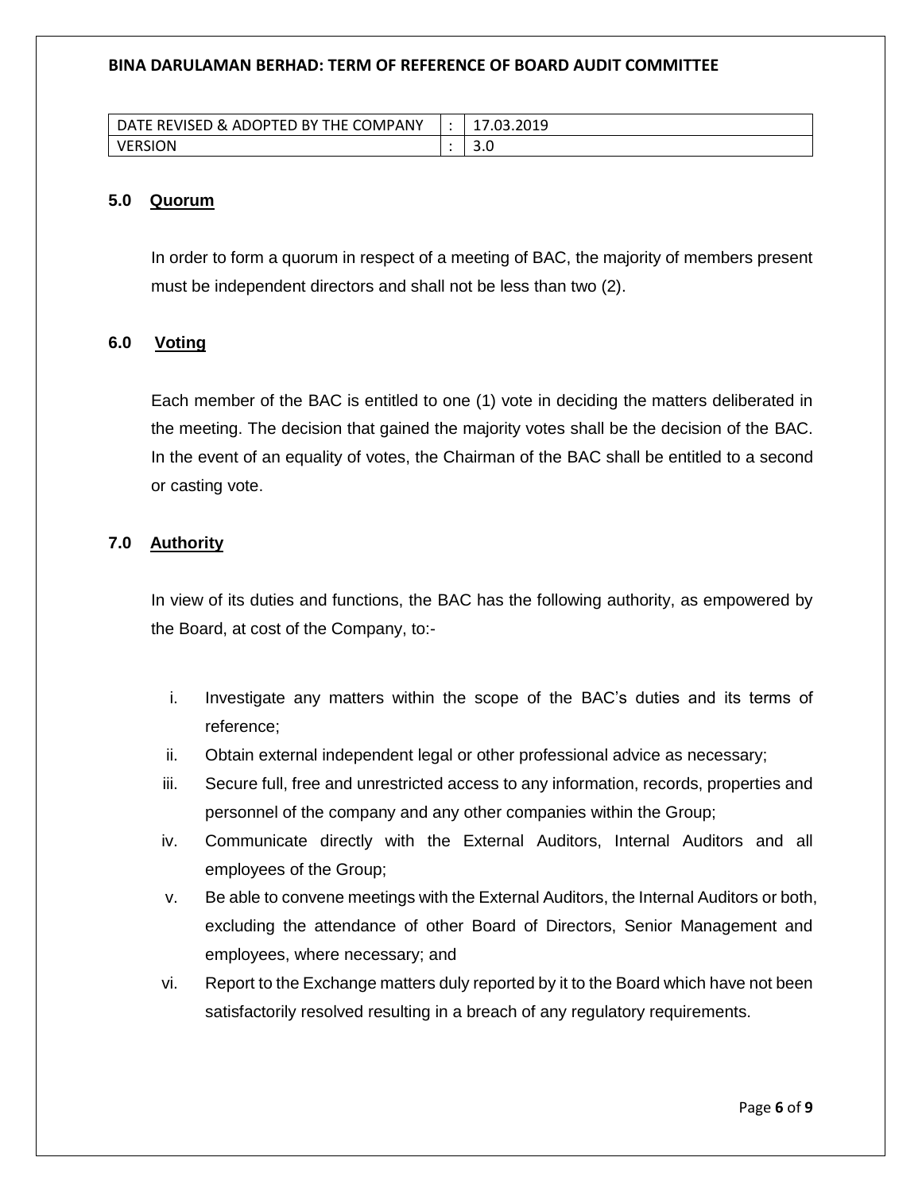## 5.0 Quorum

In order to form a quorum in respect of a meeting of BAC, the majority of members present must be independent directors and shall not be less than two (2).

## 6.0 Voting

Each member of the BAC is entitled to one (1) vote in deciding the matters deliberated in the meeting. The decision that gained the majority votes shall be the decision of the BAC. In the event of an equality of votes, the Chairman of the BAC shall be entitled to a second or casting vote.

## 7.0 Authority

In view of its duties and functions, the BAC has the following authority, as empowered by the Board, at cost of the Company, to:-

i. Investigate any matters within the scope of the BAC's duties and its terms of reference;
ii. Obtain external independent legal or other professional advice as necessary;
iii. Secure full, free and unrestricted access to any information, records, properties and personnel of the company and any other companies within the Group;
iv. Communicate directly with the External Auditors, Internal Auditors and all employees of the Group;
v. Be able to convene meetings with the External Auditors, the Internal Auditors or both, excluding the attendance of other Board of Directors, Senior Management and employees, where necessary; and
vi. Report to the Exchange matters duly reported by it to the Board which have not been satisfactorily resolved resulting in a breach of any regulatory requirements.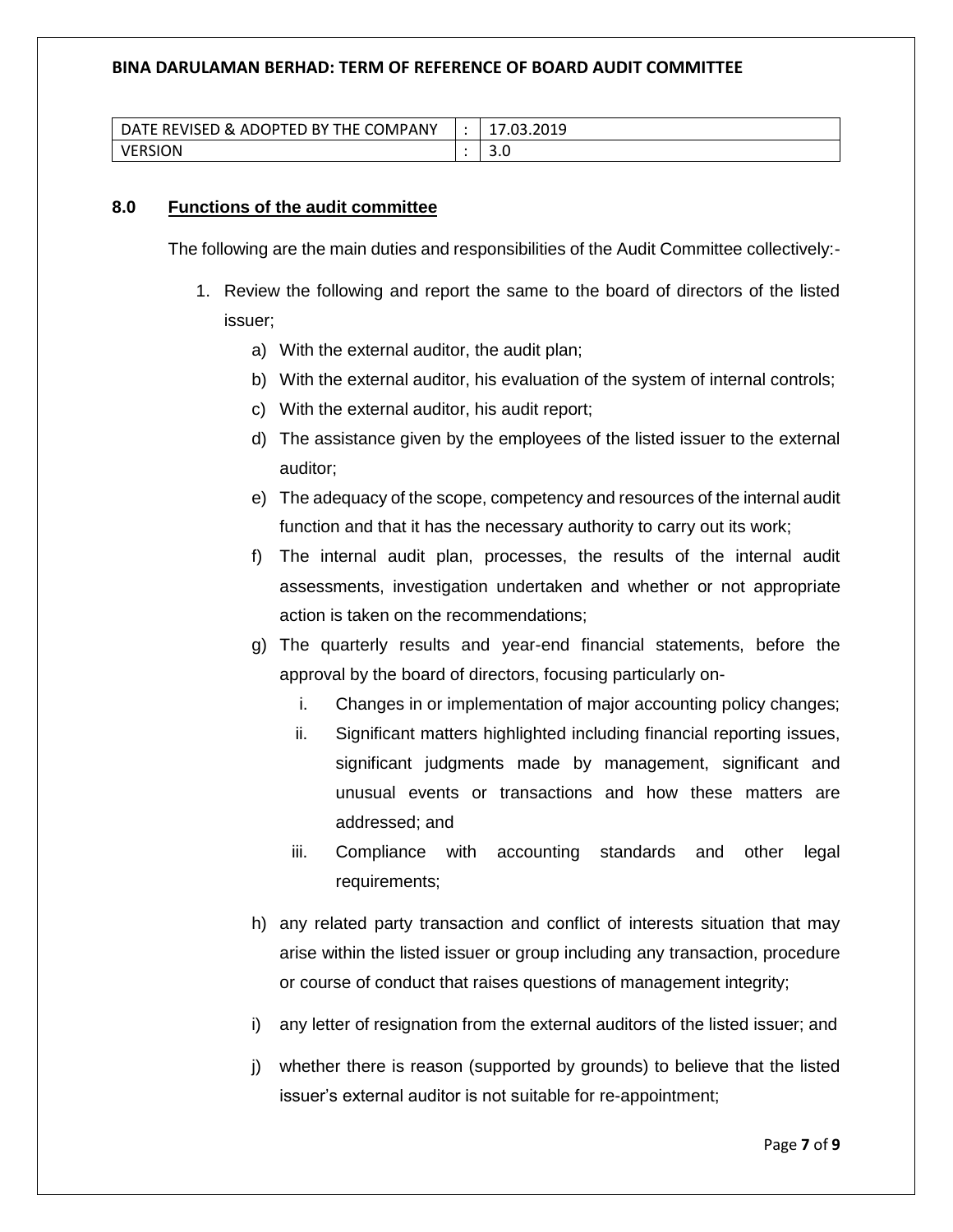| DATE REVISED & ADOPTED BY THE COMPANY | : | 17.03.2019 |
| --- | --- | --- |
| VERSION | : | 3.0 |

## 8.0 Functions of the audit committee

The following are the main duties and responsibilities of the Audit Committee collectively:-

1. Review the following and report the same to the board of directors of the listed issuer;
    a) With the external auditor, the audit plan;
    b) With the external auditor, his evaluation of the system of internal controls;
    c) With the external auditor, his audit report;
    d) The assistance given by the employees of the listed issuer to the external auditor;
    e) The adequacy of the scope, competency and resources of the internal audit function and that it has the necessary authority to carry out its work;
    f) The internal audit plan, processes, the results of the internal audit assessments, investigation undertaken and whether or not appropriate action is taken on the recommendations;
    g) The quarterly results and year-end financial statements, before the approval by the board of directors, focusing particularly on-
        i. Changes in or implementation of major accounting policy changes;
        ii. Significant matters highlighted including financial reporting issues, significant judgments made by management, significant and unusual events or transactions and how these matters are addressed; and
        iii. Compliance with accounting standards and other legal requirements;
    h) any related party transaction and conflict of interests situation that may arise within the listed issuer or group including any transaction, procedure or course of conduct that raises questions of management integrity;
    i) any letter of resignation from the external auditors of the listed issuer; and
    j) whether there is reason (supported by grounds) to believe that the listed issuer's external auditor is not suitable for re-appointment;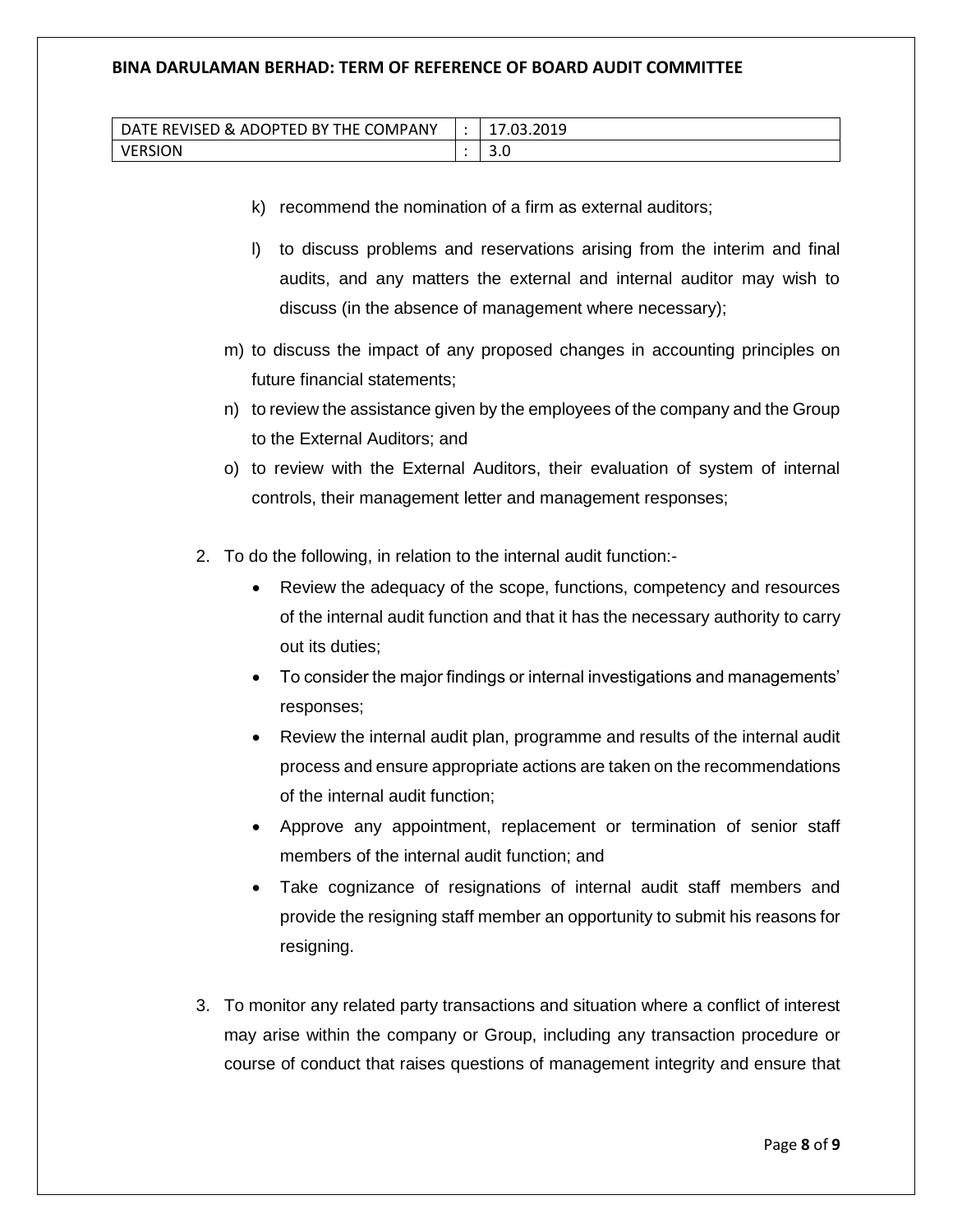k) recommend the nomination of a firm as external auditors;

l) to discuss problems and reservations arising from the interim and final audits, and any matters the external and internal auditor may wish to discuss (in the absence of management where necessary);

m) to discuss the impact of any proposed changes in accounting principles on future financial statements;

n) to review the assistance given by the employees of the company and the Group to the External Auditors; and

o) to review with the External Auditors, their evaluation of system of internal controls, their management letter and management responses;

2. To do the following, in relation to the internal audit function:-
   - Review the adequacy of the scope, functions, competency and resources of the internal audit function and that it has the necessary authority to carry out its duties;
   - To consider the major findings or internal investigations and managements' responses;
   - Review the internal audit plan, programme and results of the internal audit process and ensure appropriate actions are taken on the recommendations of the internal audit function;
   - Approve any appointment, replacement or termination of senior staff members of the internal audit function; and
   - Take cognizance of resignations of internal audit staff members and provide the resigning staff member an opportunity to submit his reasons for resigning.

3. To monitor any related party transactions and situation where a conflict of interest may arise within the company or Group, including any transaction procedure or course of conduct that raises questions of management integrity and ensure that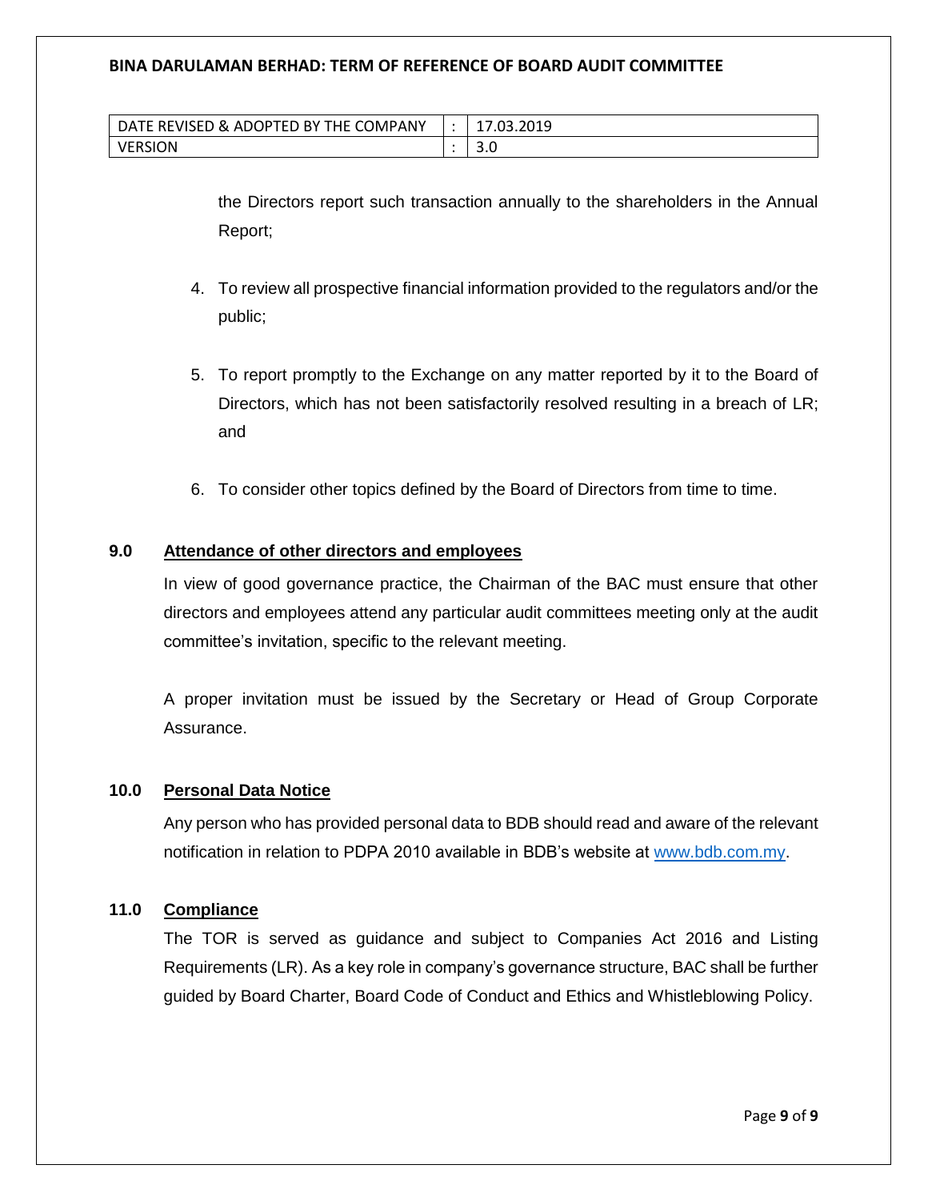the Directors report such transaction annually to the shareholders in the Annual Report;

4. To review all prospective financial information provided to the regulators and/or the public;

5. To report promptly to the Exchange on any matter reported by it to the Board of Directors, which has not been satisfactorily resolved resulting in a breach of LR; and

6. To consider other topics defined by the Board of Directors from time to time.

## 9.0 Attendance of other directors and employees

In view of good governance practice, the Chairman of the BAC must ensure that other directors and employees attend any particular audit committees meeting only at the audit committee's invitation, specific to the relevant meeting.

A proper invitation must be issued by the Secretary or Head of Group Corporate Assurance.

## 10.0 Personal Data Notice

Any person who has provided personal data to BDB should read and aware of the relevant notification in relation to PDPA 2010 available in BDB's website at [www.bdb.com.my](http://www.bdb.com.my).

## 11.0 Compliance

The TOR is served as guidance and subject to Companies Act 2016 and Listing Requirements (LR). As a key role in company's governance structure, BAC shall be further guided by Board Charter, Board Code of Conduct and Ethics and Whistleblowing Policy.